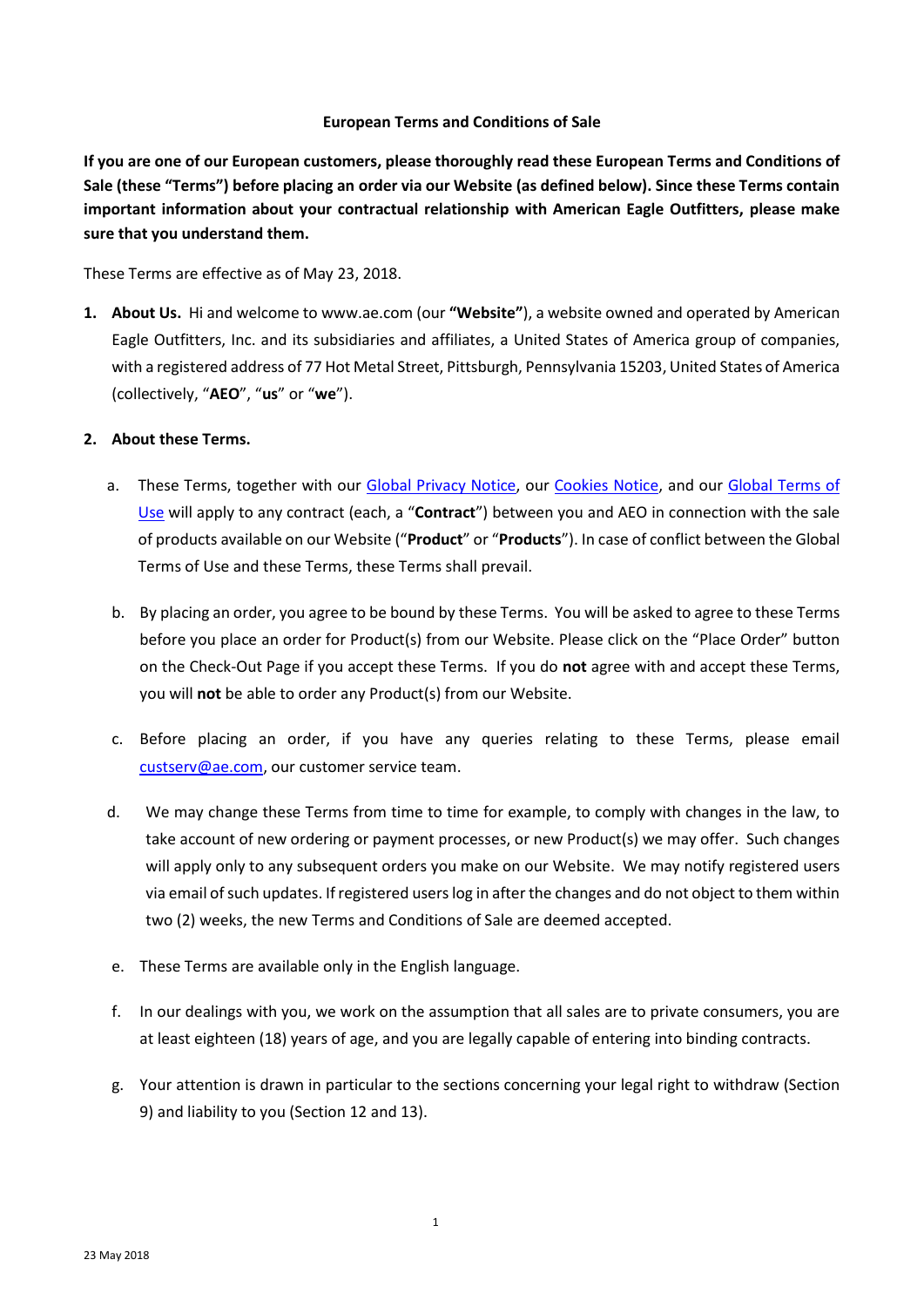# European Terms and Conditions of Sale

**If you are one of our European customers, please thoroughly read these European Terms and Conditions of Sale (these "Terms") before placing an order via our Website (as defined below). Since these Terms contain important information about your contractual relationship with American Eagle Outfitters, please make sure that you understand them.**

These Terms are effective as of May 23, 2018.

1. **About Us.** Hi and welcome to www.ae.com (our **"Website"**), a website owned and operated by American Eagle Outfitters, Inc. and its subsidiaries and affiliates, a United States of America group of companies, with a registered address of 77 Hot Metal Street, Pittsburgh, Pennsylvania 15203, United States of America (collectively, "**AEO**", "**us**" or "**we**").

2. **About these Terms.**

   a. These Terms, together with our Global Privacy Notice, our Cookies Notice, and our Global Terms of Use will apply to any contract (each, a "**Contract**") between you and AEO in connection with the sale of products available on our Website ("**Product**" or "**Products**"). In case of conflict between the Global Terms of Use and these Terms, these Terms shall prevail.

   b. By placing an order, you agree to be bound by these Terms. You will be asked to agree to these Terms before you place an order for Product(s) from our Website. Please click on the "Place Order" button on the Check-Out Page if you accept these Terms. If you do **not** agree with and accept these Terms, you will **not** be able to order any Product(s) from our Website.

   c. Before placing an order, if you have any queries relating to these Terms, please email custserv@ae.com, our customer service team.

   d. We may change these Terms from time to time for example, to comply with changes in the law, to take account of new ordering or payment processes, or new Product(s) we may offer. Such changes will apply only to any subsequent orders you make on our Website. We may notify registered users via email of such updates. If registered users log in after the changes and do not object to them within two (2) weeks, the new Terms and Conditions of Sale are deemed accepted.

   e. These Terms are available only in the English language.

   f. In our dealings with you, we work on the assumption that all sales are to private consumers, you are at least eighteen (18) years of age, and you are legally capable of entering into binding contracts.

   g. Your attention is drawn in particular to the sections concerning your legal right to withdraw (Section 9) and liability to you (Section 12 and 13).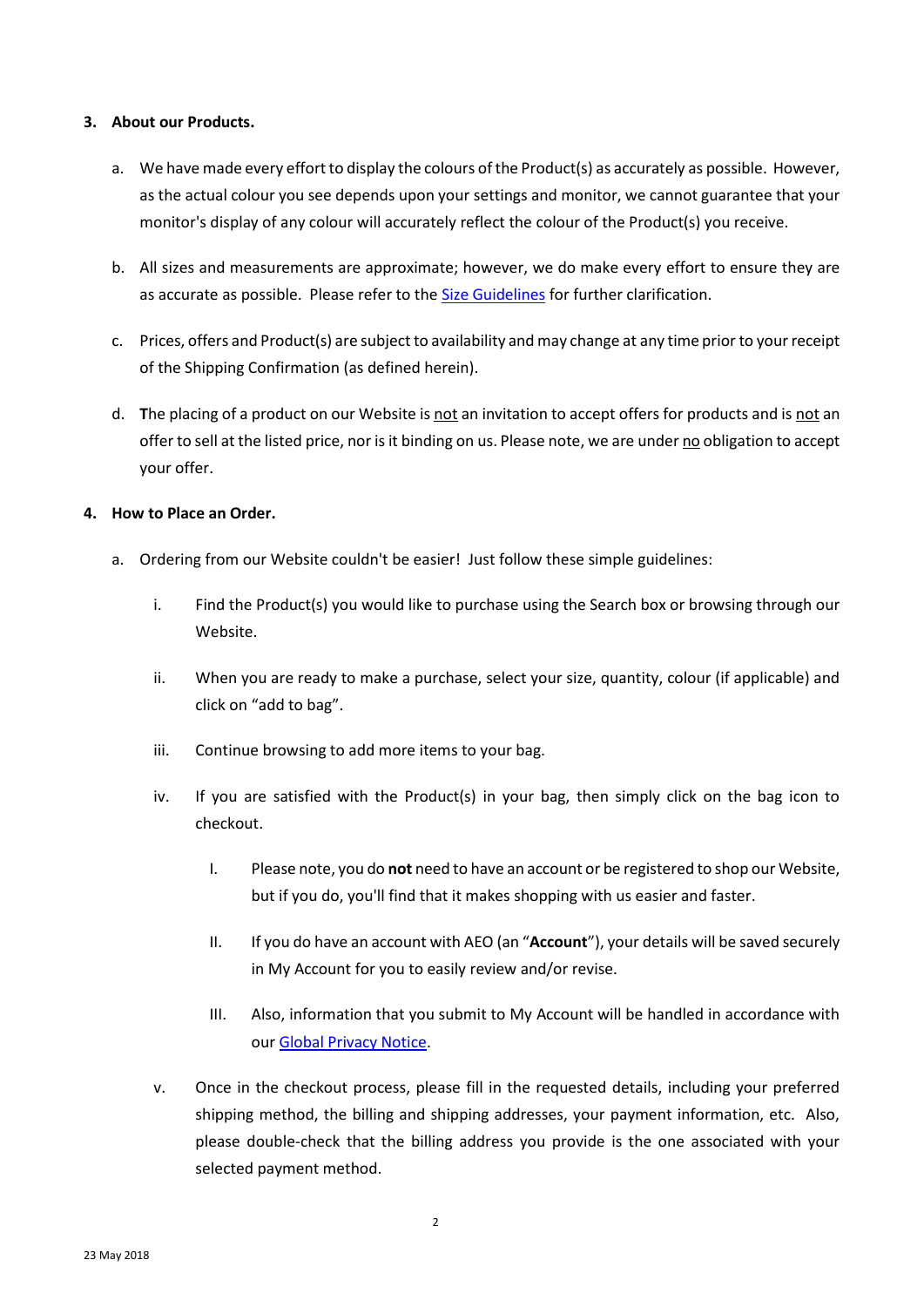**3. About our Products.**

a. We have made every effort to display the colours of the Product(s) as accurately as possible. However, as the actual colour you see depends upon your settings and monitor, we cannot guarantee that your monitor's display of any colour will accurately reflect the colour of the Product(s) you receive.

b. All sizes and measurements are approximate; however, we do make every effort to ensure they are as accurate as possible. Please refer to the [Size Guidelines] for further clarification.

c. Prices, offers and Product(s) are subject to availability and may change at any time prior to your receipt of the Shipping Confirmation (as defined herein).

d. **T**he placing of a product on our Website is <u>not</u> an invitation to accept offers for products and is <u>not</u> an offer to sell at the listed price, nor is it binding on us. Please note, we are under <u>no</u> obligation to accept your offer.

**4. How to Place an Order.**

a. Ordering from our Website couldn't be easier! Just follow these simple guidelines:

   i. Find the Product(s) you would like to purchase using the Search box or browsing through our Website.

   ii. When you are ready to make a purchase, select your size, quantity, colour (if applicable) and click on "add to bag".

   iii. Continue browsing to add more items to your bag.

   iv. If you are satisfied with the Product(s) in your bag, then simply click on the bag icon to checkout.

      I. Please note, you do **not** need to have an account or be registered to shop our Website, but if you do, you'll find that it makes shopping with us easier and faster.

      II. If you do have an account with AEO (an "**Account**"), your details will be saved securely in My Account for you to easily review and/or revise.

      III. Also, information that you submit to My Account will be handled in accordance with our [Global Privacy Notice].

   v. Once in the checkout process, please fill in the requested details, including your preferred shipping method, the billing and shipping addresses, your payment information, etc. Also, please double-check that the billing address you provide is the one associated with your selected payment method.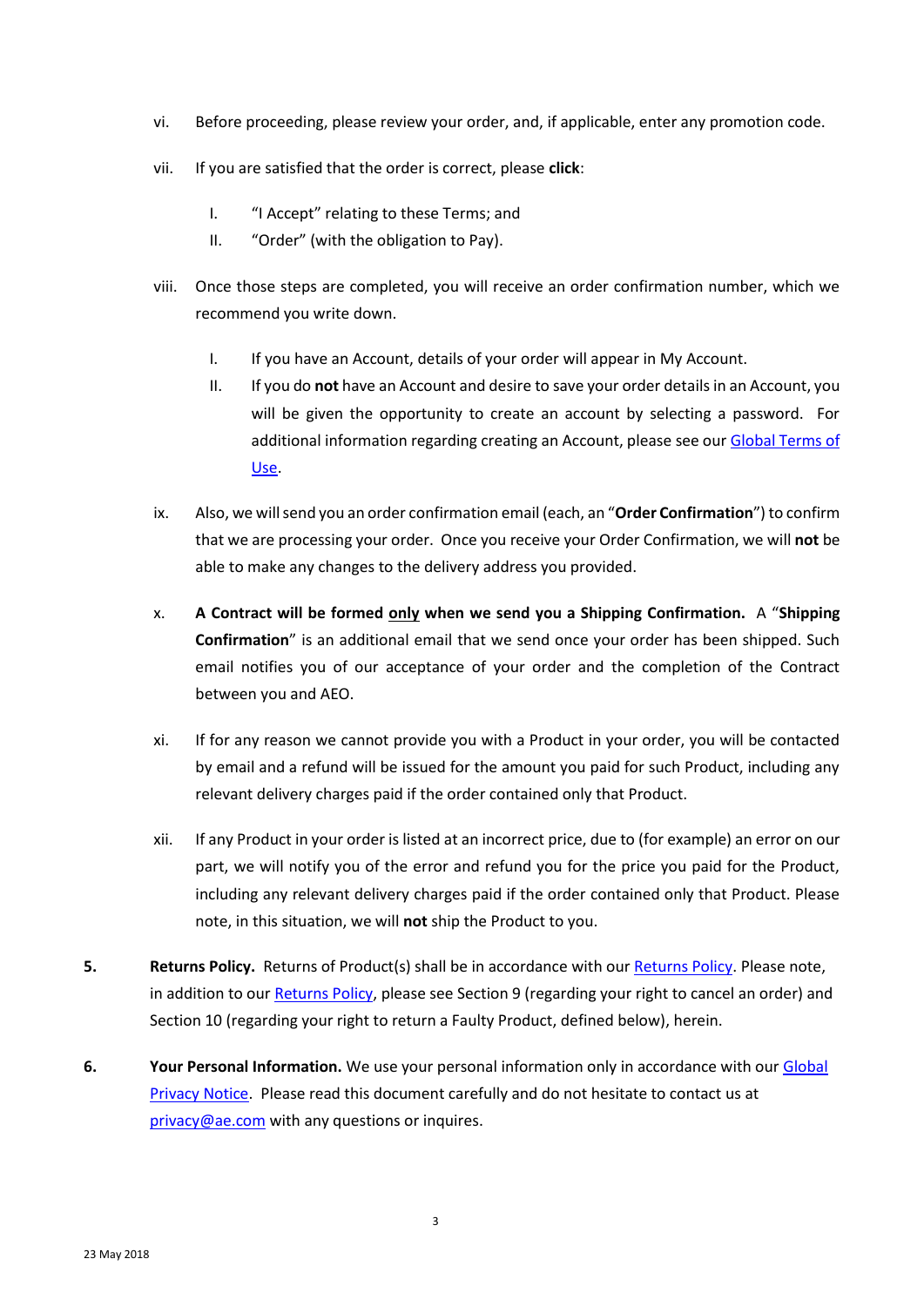vi. Before proceeding, please review your order, and, if applicable, enter any promotion code.

vii. If you are satisfied that the order is correct, please **click**:

   I. "I Accept" relating to these Terms; and
   II. "Order" (with the obligation to Pay).

viii. Once those steps are completed, you will receive an order confirmation number, which we recommend you write down.

   I. If you have an Account, details of your order will appear in My Account.
   II. If you do **not** have an Account and desire to save your order details in an Account, you will be given the opportunity to create an account by selecting a password. For additional information regarding creating an Account, please see our Global Terms of Use.

ix. Also, we will send you an order confirmation email (each, an "**Order Confirmation**") to confirm that we are processing your order. Once you receive your Order Confirmation, we will **not** be able to make any changes to the delivery address you provided.

x. **A Contract will be formed <u>only</u> when we send you a Shipping Confirmation.** A "**Shipping Confirmation**" is an additional email that we send once your order has been shipped. Such email notifies you of our acceptance of your order and the completion of the Contract between you and AEO.

xi. If for any reason we cannot provide you with a Product in your order, you will be contacted by email and a refund will be issued for the amount you paid for such Product, including any relevant delivery charges paid if the order contained only that Product.

xii. If any Product in your order is listed at an incorrect price, due to (for example) an error on our part, we will notify you of the error and refund you for the price you paid for the Product, including any relevant delivery charges paid if the order contained only that Product. Please note, in this situation, we will **not** ship the Product to you.

**5. Returns Policy.** Returns of Product(s) shall be in accordance with our Returns Policy. Please note, in addition to our Returns Policy, please see Section 9 (regarding your right to cancel an order) and Section 10 (regarding your right to return a Faulty Product, defined below), herein.

**6. Your Personal Information.** We use your personal information only in accordance with our Global Privacy Notice. Please read this document carefully and do not hesitate to contact us at privacy@ae.com with any questions or inquires.

23 May 2018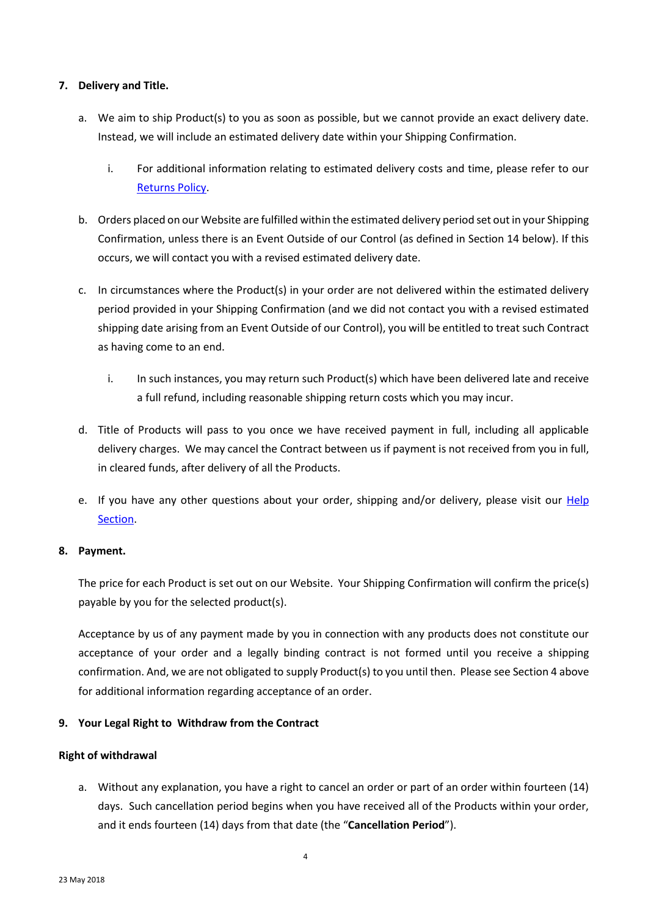## 7. Delivery and Title.

a. We aim to ship Product(s) to you as soon as possible, but we cannot provide an exact delivery date. Instead, we will include an estimated delivery date within your Shipping Confirmation.

   i. For additional information relating to estimated delivery costs and time, please refer to our Returns Policy.

b. Orders placed on our Website are fulfilled within the estimated delivery period set out in your Shipping Confirmation, unless there is an Event Outside of our Control (as defined in Section 14 below). If this occurs, we will contact you with a revised estimated delivery date.

c. In circumstances where the Product(s) in your order are not delivered within the estimated delivery period provided in your Shipping Confirmation (and we did not contact you with a revised estimated shipping date arising from an Event Outside of our Control), you will be entitled to treat such Contract as having come to an end.

   i. In such instances, you may return such Product(s) which have been delivered late and receive a full refund, including reasonable shipping return costs which you may incur.

d. Title of Products will pass to you once we have received payment in full, including all applicable delivery charges. We may cancel the Contract between us if payment is not received from you in full, in cleared funds, after delivery of all the Products.

e. If you have any other questions about your order, shipping and/or delivery, please visit our Help Section.

## 8. Payment.

The price for each Product is set out on our Website. Your Shipping Confirmation will confirm the price(s) payable by you for the selected product(s).

Acceptance by us of any payment made by you in connection with any products does not constitute our acceptance of your order and a legally binding contract is not formed until you receive a shipping confirmation. And, we are not obligated to supply Product(s) to you until then. Please see Section 4 above for additional information regarding acceptance of an order.

## 9. Your Legal Right to Withdraw from the Contract

**Right of withdrawal**

a. Without any explanation, you have a right to cancel an order or part of an order within fourteen (14) days. Such cancellation period begins when you have received all of the Products within your order, and it ends fourteen (14) days from that date (the "**Cancellation Period**").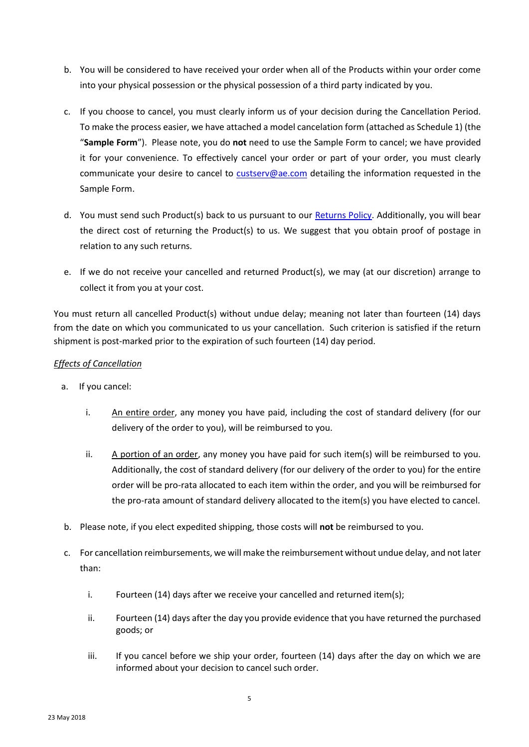b. You will be considered to have received your order when all of the Products within your order come into your physical possession or the physical possession of a third party indicated by you.

c. If you choose to cancel, you must clearly inform us of your decision during the Cancellation Period. To make the process easier, we have attached a model cancelation form (attached as Schedule 1) (the "**Sample Form**"). Please note, you do **not** need to use the Sample Form to cancel; we have provided it for your convenience. To effectively cancel your order or part of your order, you must clearly communicate your desire to cancel to [custserv@ae.com](mailto:custserv@ae.com) detailing the information requested in the Sample Form.

d. You must send such Product(s) back to us pursuant to our [Returns Policy](). Additionally, you will bear the direct cost of returning the Product(s) to us. We suggest that you obtain proof of postage in relation to any such returns.

e. If we do not receive your cancelled and returned Product(s), we may (at our discretion) arrange to collect it from you at your cost.

You must return all cancelled Product(s) without undue delay; meaning not later than fourteen (14) days from the date on which you communicated to us your cancellation. Such criterion is satisfied if the return shipment is post-marked prior to the expiration of such fourteen (14) day period.

*Effects of Cancellation*

a. If you cancel:

   i. An entire order, any money you have paid, including the cost of standard delivery (for our delivery of the order to you), will be reimbursed to you.

   ii. A portion of an order, any money you have paid for such item(s) will be reimbursed to you. Additionally, the cost of standard delivery (for our delivery of the order to you) for the entire order will be pro-rata allocated to each item within the order, and you will be reimbursed for the pro-rata amount of standard delivery allocated to the item(s) you have elected to cancel.

b. Please note, if you elect expedited shipping, those costs will **not** be reimbursed to you.

c. For cancellation reimbursements, we will make the reimbursement without undue delay, and not later than:

   i. Fourteen (14) days after we receive your cancelled and returned item(s);

   ii. Fourteen (14) days after the day you provide evidence that you have returned the purchased goods; or

   iii. If you cancel before we ship your order, fourteen (14) days after the day on which we are informed about your decision to cancel such order.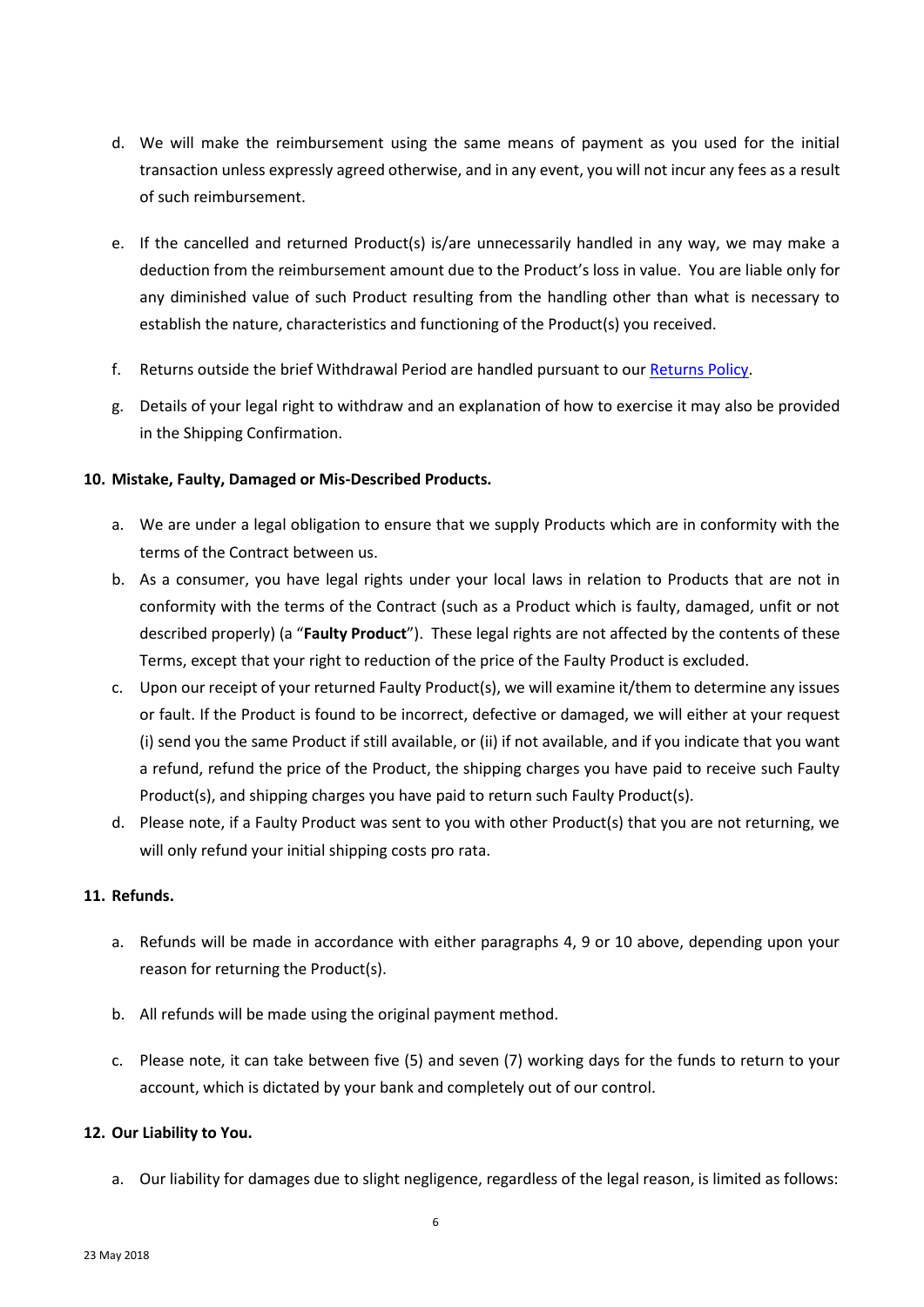d. We will make the reimbursement using the same means of payment as you used for the initial transaction unless expressly agreed otherwise, and in any event, you will not incur any fees as a result of such reimbursement.

e. If the cancelled and returned Product(s) is/are unnecessarily handled in any way, we may make a deduction from the reimbursement amount due to the Product's loss in value. You are liable only for any diminished value of such Product resulting from the handling other than what is necessary to establish the nature, characteristics and functioning of the Product(s) you received.

f. Returns outside the brief Withdrawal Period are handled pursuant to our Returns Policy.

g. Details of your legal right to withdraw and an explanation of how to exercise it may also be provided in the Shipping Confirmation.

**10. Mistake, Faulty, Damaged or Mis-Described Products.**

a. We are under a legal obligation to ensure that we supply Products which are in conformity with the terms of the Contract between us.

b. As a consumer, you have legal rights under your local laws in relation to Products that are not in conformity with the terms of the Contract (such as a Product which is faulty, damaged, unfit or not described properly) (a "**Faulty Product**"). These legal rights are not affected by the contents of these Terms, except that your right to reduction of the price of the Faulty Product is excluded.

c. Upon our receipt of your returned Faulty Product(s), we will examine it/them to determine any issues or fault. If the Product is found to be incorrect, defective or damaged, we will either at your request (i) send you the same Product if still available, or (ii) if not available, and if you indicate that you want a refund, refund the price of the Product, the shipping charges you have paid to receive such Faulty Product(s), and shipping charges you have paid to return such Faulty Product(s).

d. Please note, if a Faulty Product was sent to you with other Product(s) that you are not returning, we will only refund your initial shipping costs pro rata.

**11. Refunds.**

a. Refunds will be made in accordance with either paragraphs 4, 9 or 10 above, depending upon your reason for returning the Product(s).

b. All refunds will be made using the original payment method.

c. Please note, it can take between five (5) and seven (7) working days for the funds to return to your account, which is dictated by your bank and completely out of our control.

**12. Our Liability to You.**

a. Our liability for damages due to slight negligence, regardless of the legal reason, is limited as follows: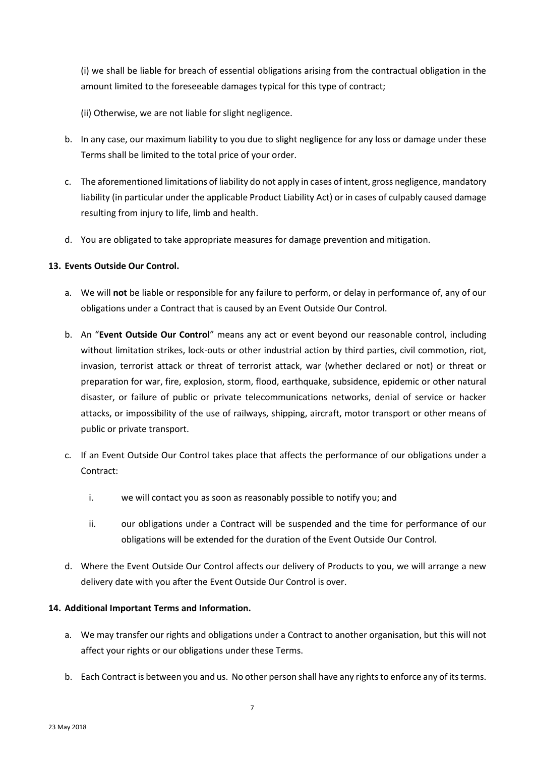(i) we shall be liable for breach of essential obligations arising from the contractual obligation in the amount limited to the foreseeable damages typical for this type of contract;

(ii) Otherwise, we are not liable for slight negligence.

b. In any case, our maximum liability to you due to slight negligence for any loss or damage under these Terms shall be limited to the total price of your order.

c. The aforementioned limitations of liability do not apply in cases of intent, gross negligence, mandatory liability (in particular under the applicable Product Liability Act) or in cases of culpably caused damage resulting from injury to life, limb and health.

d. You are obligated to take appropriate measures for damage prevention and mitigation.

**13. Events Outside Our Control.**

a. We will **not** be liable or responsible for any failure to perform, or delay in performance of, any of our obligations under a Contract that is caused by an Event Outside Our Control.

b. An "**Event Outside Our Control**" means any act or event beyond our reasonable control, including without limitation strikes, lock-outs or other industrial action by third parties, civil commotion, riot, invasion, terrorist attack or threat of terrorist attack, war (whether declared or not) or threat or preparation for war, fire, explosion, storm, flood, earthquake, subsidence, epidemic or other natural disaster, or failure of public or private telecommunications networks, denial of service or hacker attacks, or impossibility of the use of railways, shipping, aircraft, motor transport or other means of public or private transport.

c. If an Event Outside Our Control takes place that affects the performance of our obligations under a Contract:

   i. we will contact you as soon as reasonably possible to notify you; and

   ii. our obligations under a Contract will be suspended and the time for performance of our obligations will be extended for the duration of the Event Outside Our Control.

d. Where the Event Outside Our Control affects our delivery of Products to you, we will arrange a new delivery date with you after the Event Outside Our Control is over.

**14. Additional Important Terms and Information.**

a. We may transfer our rights and obligations under a Contract to another organisation, but this will not affect your rights or our obligations under these Terms.

b. Each Contract is between you and us. No other person shall have any rights to enforce any of its terms.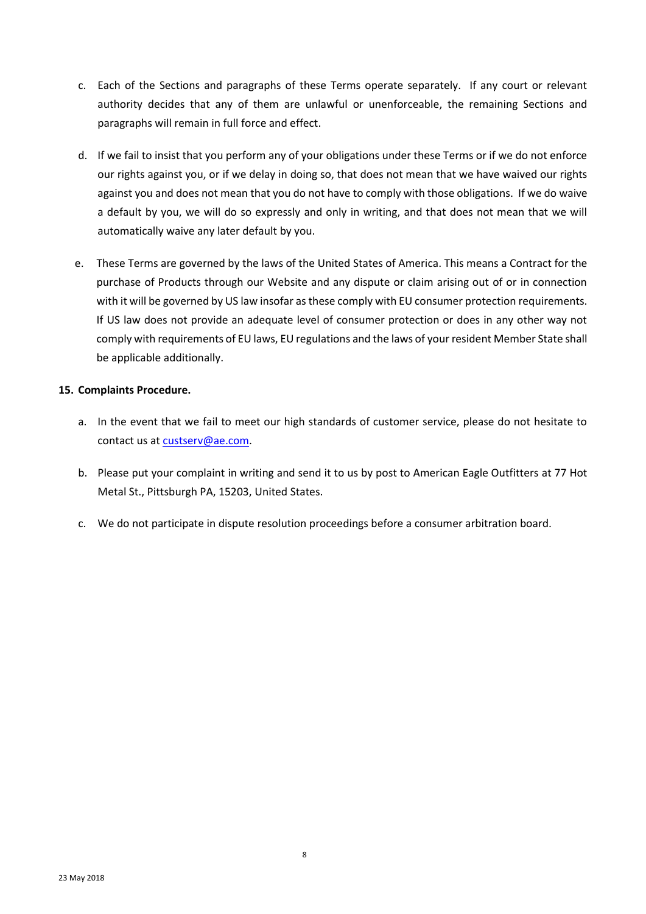c. Each of the Sections and paragraphs of these Terms operate separately. If any court or relevant authority decides that any of them are unlawful or unenforceable, the remaining Sections and paragraphs will remain in full force and effect.

d. If we fail to insist that you perform any of your obligations under these Terms or if we do not enforce our rights against you, or if we delay in doing so, that does not mean that we have waived our rights against you and does not mean that you do not have to comply with those obligations. If we do waive a default by you, we will do so expressly and only in writing, and that does not mean that we will automatically waive any later default by you.

e. These Terms are governed by the laws of the United States of America. This means a Contract for the purchase of Products through our Website and any dispute or claim arising out of or in connection with it will be governed by US law insofar as these comply with EU consumer protection requirements. If US law does not provide an adequate level of consumer protection or does in any other way not comply with requirements of EU laws, EU regulations and the laws of your resident Member State shall be applicable additionally.

**15. Complaints Procedure.**

a. In the event that we fail to meet our high standards of customer service, please do not hesitate to contact us at custserv@ae.com.

b. Please put your complaint in writing and send it to us by post to American Eagle Outfitters at 77 Hot Metal St., Pittsburgh PA, 15203, United States.

c. We do not participate in dispute resolution proceedings before a consumer arbitration board.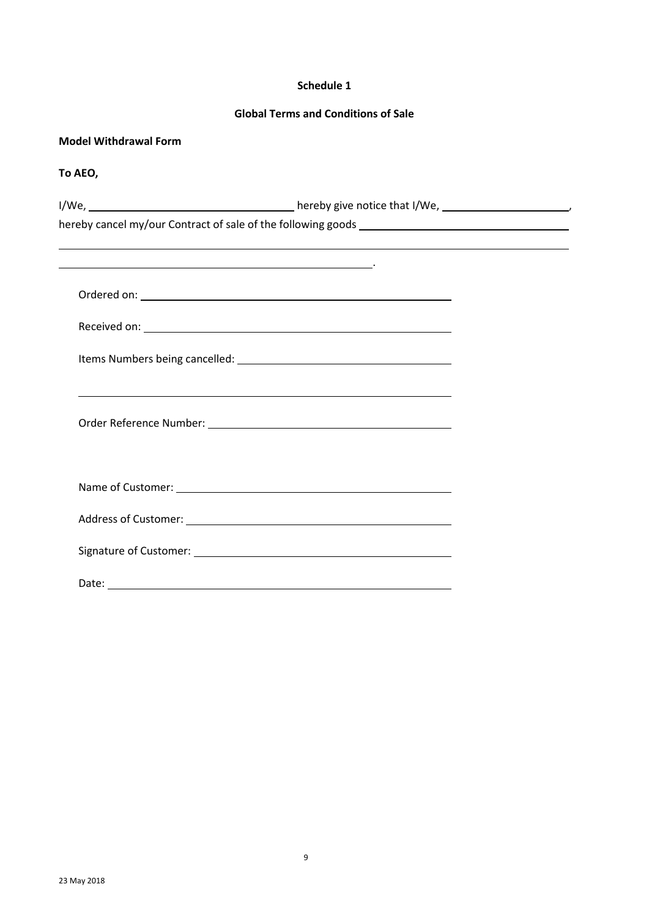**Schedule 1**

**Global Terms and Conditions of Sale**

**Model Withdrawal Form**

**To AEO,**

I/We, ________________________________ hereby give notice that I/We, ____________________, hereby cancel my/our Contract of sale of the following goods ________________________________
______________________________________________________________________________
__________________________________________________.

Ordered on: ______________________________________________

Received on: ______________________________________________

Items Numbers being cancelled: ______________________________

______________________________________________________

Order Reference Number: ____________________________________

Name of Customer: _________________________________________

Address of Customer: _______________________________________

Signature of Customer: ______________________________________

Date: ___________________________________________________

23 May 2018